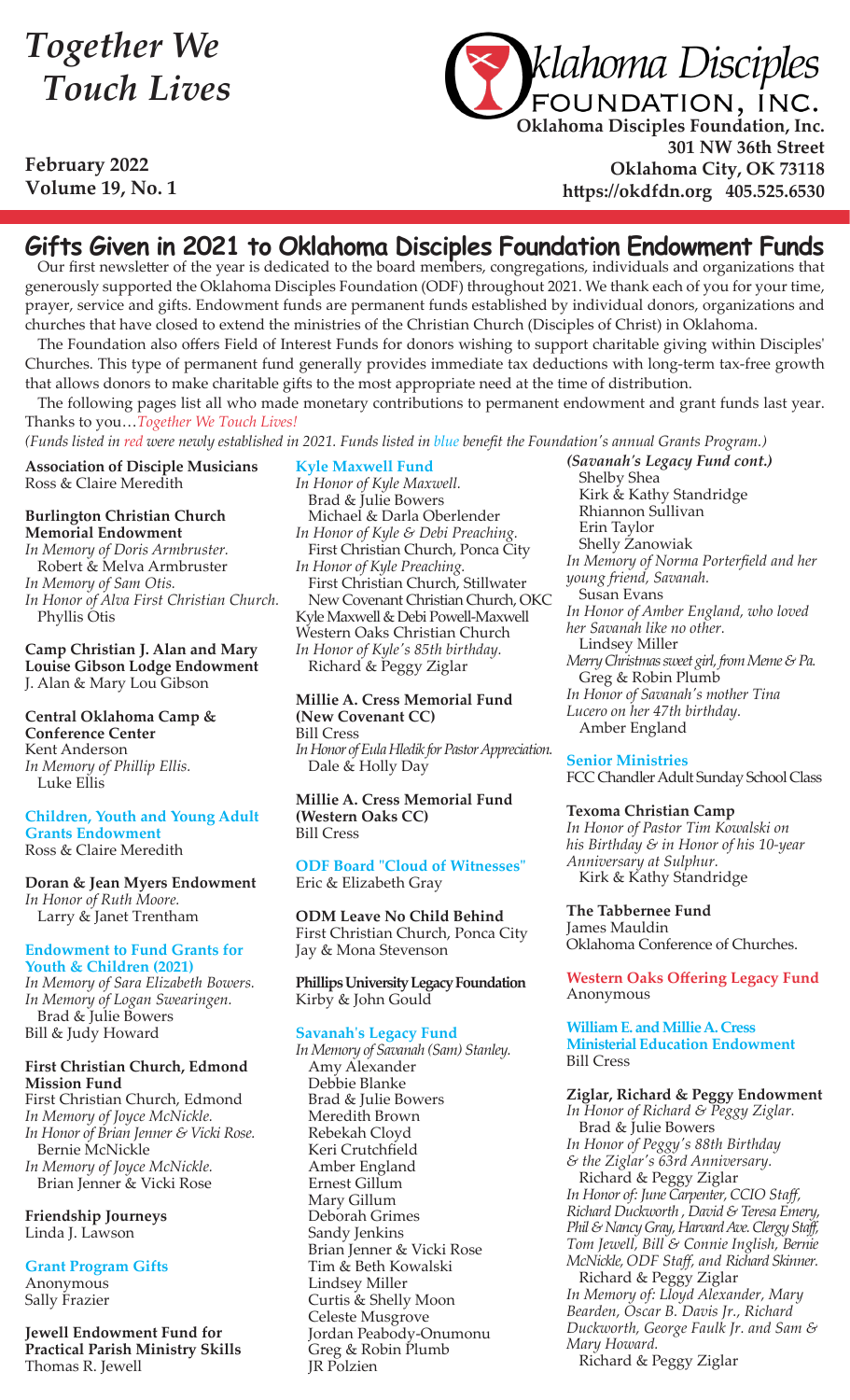# Together We Touch Lives

**February 2022**
**Volume 19, No. 1**

Oklahoma Disciples FOUNDATION, INC.

**Oklahoma Disciples Foundation, Inc.**
**301 NW 36th Street**
**Oklahoma City, OK 73118**
**https://okdfdn.org 405.525.6530**

## Gifts Given in 2021 to Oklahoma Disciples Foundation Endowment Funds

Our first newsletter of the year is dedicated to the board members, congregations, individuals and organizations that generously supported the Oklahoma Disciples Foundation (ODF) throughout 2021. We thank each of you for your time, prayer, service and gifts. Endowment funds are permanent funds established by individual donors, organizations and churches that have closed to extend the ministries of the Christian Church (Disciples of Christ) in Oklahoma.

The Foundation also offers Field of Interest Funds for donors wishing to support charitable giving within Disciples' Churches. This type of permanent fund generally provides immediate tax deductions with long-term tax-free growth that allows donors to make charitable gifts to the most appropriate need at the time of distribution.

The following pages list all who made monetary contributions to permanent endowment and grant funds last year. Thanks to you…*Together We Touch Lives!*

*(Funds listed in red were newly established in 2021. Funds listed in blue benefit the Foundation's annual Grants Program.)*

**Association of Disciple Musicians**
Ross & Claire Meredith

**Burlington Christian Church Memorial Endowment**
*In Memory of Doris Armbruster.*
Robert & Melva Armbruster
*In Memory of Sam Otis.*
*In Honor of Alva First Christian Church.*
Phyllis Otis

**Camp Christian J. Alan and Mary Louise Gibson Lodge Endowment**
J. Alan & Mary Lou Gibson

**Central Oklahoma Camp & Conference Center**
Kent Anderson
*In Memory of Phillip Ellis.*
Luke Ellis

**Children, Youth and Young Adult Grants Endowment**
Ross & Claire Meredith

**Doran & Jean Myers Endowment**
*In Honor of Ruth Moore.*
Larry & Janet Trentham

**Endowment to Fund Grants for Youth & Children (2021)**
*In Memory of Sara Elizabeth Bowers.*
*In Memory of Logan Swearingen.*
Brad & Julie Bowers
Bill & Judy Howard

**First Christian Church, Edmond Mission Fund**
First Christian Church, Edmond
*In Memory of Joyce McNickle.*
*In Honor of Brian Jenner & Vicki Rose.*
Bernie McNickle
*In Memory of Joyce McNickle.*
Brian Jenner & Vicki Rose

**Friendship Journeys**
Linda J. Lawson

**Grant Program Gifts**
Anonymous
Sally Frazier

**Jewell Endowment Fund for Practical Parish Ministry Skills**
Thomas R. Jewell

**Kyle Maxwell Fund**
*In Honor of Kyle Maxwell.*
Brad & Julie Bowers
Michael & Darla Oberlender
*In Honor of Kyle & Debi Preaching.*
First Christian Church, Ponca City
*In Honor of Kyle Preaching.*
First Christian Church, Stillwater
New Covenant Christian Church, OKC
Kyle Maxwell & Debi Powell-Maxwell
Western Oaks Christian Church
*In Honor of Kyle's 85th birthday.*
Richard & Peggy Ziglar

**Millie A. Cress Memorial Fund (New Covenant CC)**
Bill Cress
*In Honor of Eula Hledik for Pastor Appreciation.*
Dale & Holly Day

**Millie A. Cress Memorial Fund (Western Oaks CC)**
Bill Cress

**ODF Board "Cloud of Witnesses"**
Eric & Elizabeth Gray

**ODM Leave No Child Behind**
First Christian Church, Ponca City
Jay & Mona Stevenson

**Phillips University Legacy Foundation**
Kirby & John Gould

**Savanah's Legacy Fund**
*In Memory of Savanah (Sam) Stanley.*
Amy Alexander
Debbie Blanke
Brad & Julie Bowers
Meredith Brown
Rebekah Cloyd
Keri Crutchfield
Amber England
Ernest Gillum
Mary Gillum
Deborah Grimes
Sandy Jenkins
Brian Jenner & Vicki Rose
Tim & Beth Kowalski
Lindsey Miller
Curtis & Shelly Moon
Celeste Musgrove
Jordan Peabody-Onumonu
Greg & Robin Plumb
JR Polzien

***(Savanah's Legacy Fund cont.)***
Shelby Shea
Kirk & Kathy Standridge
Rhiannon Sullivan
Erin Taylor
Shelly Zanowiak
*In Memory of Norma Porterfield and her young friend, Savanah.*
Susan Evans
*In Honor of Amber England, who loved her Savanah like no other.*
Lindsey Miller
*Merry Christmas sweet girl, from Meme & Pa.*
Greg & Robin Plumb
*In Honor of Savanah's mother Tina Lucero on her 47th birthday.*
Amber England

**Senior Ministries**
FCC Chandler Adult Sunday School Class

**Texoma Christian Camp**
*In Honor of Pastor Tim Kowalski on his Birthday & in Honor of his 10-year Anniversary at Sulphur.*
Kirk & Kathy Standridge

**The Tabbernee Fund**
James Mauldin
Oklahoma Conference of Churches.

**Western Oaks Offering Legacy Fund**
Anonymous

**William E. and Millie A. Cress Ministerial Education Endowment**
Bill Cress

**Ziglar, Richard & Peggy Endowment**
*In Honor of Richard & Peggy Ziglar.*
Brad & Julie Bowers
*In Honor of Peggy's 88th Birthday & the Ziglar's 63rd Anniversary.*
Richard & Peggy Ziglar
*In Honor of: June Carpenter, CCIO Staff, Richard Duckworth , David & Teresa Emery, Phil & Nancy Gray, Harvard Ave. Clergy Staff, Tom Jewell, Bill & Connie Inglish, Bernie McNickle, ODF Staff, and Richard Skinner.*
Richard & Peggy Ziglar
*In Memory of: Lloyd Alexander, Mary Bearden, Oscar B. Davis Jr., Richard Duckworth, George Faulk Jr. and Sam & Mary Howard.*
Richard & Peggy Ziglar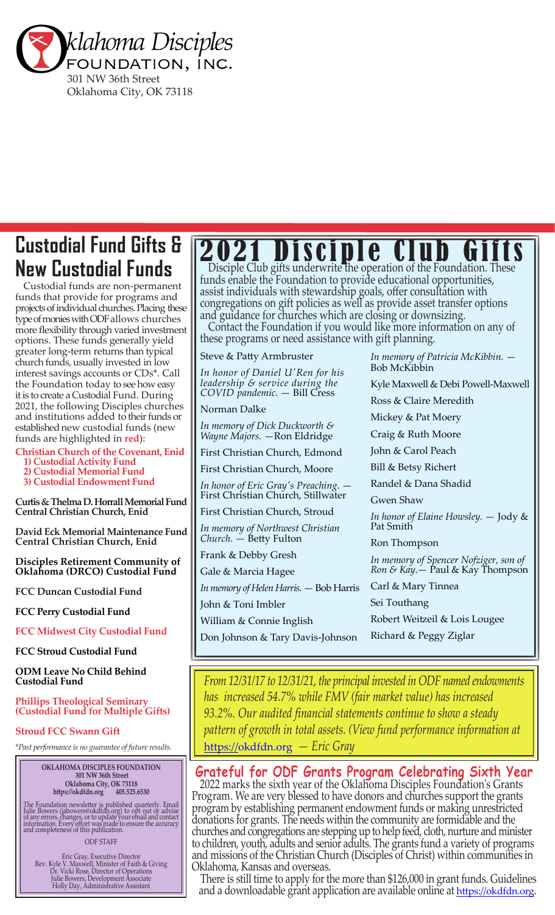Oklahoma Disciples FOUNDATION, INC.
301 NW 36th Street
Oklahoma City, OK 73118

## Custodial Fund Gifts & New Custodial Funds

Custodial funds are non-permanent funds that provide for programs and projects of individual churches. Placing these type of monies with ODF allows churches more flexibility through varied investment options. These funds generally yield greater long-term returns than typical church funds, usually invested in low interest savings accounts or CDs*. Call the Foundation today to see how easy it is to create a Custodial Fund. During 2021, the following Disciples churches and institutions added to their funds or established new custodial funds (new funds are highlighted in **red**):

**Christian Church of the Covenant, Enid**
1) **Custodial Activity Fund**
2) **Custodial Memorial Fund**
3) **Custodial Endowment Fund**

**Curtis & Thelma D. Horrall Memorial Fund Central Christian Church, Enid**

**David Eck Memorial Maintenance Fund Central Christian Church, Enid**

**Disciples Retirement Community of Oklahoma (DRCO) Custodial Fund**

**FCC Duncan Custodial Fund**

**FCC Perry Custodial Fund**

**FCC Midwest City Custodial Fund**

**FCC Stroud Custodial Fund**

**ODM Leave No Child Behind Custodial Fund**

**Phillips Theological Seminary (Custodial Fund for Multiple Gifts)**

**Stroud FCC Swann Gift**

*Past performance is no guarantee of future results.*

**OKLAHOMA DISCIPLES FOUNDATION**
**301 NW 36th Street**
**Oklahoma City, OK 73118**
**https://okdfdn.org 405.525.6530**

The Foundation newsletter is published quarterly. Email Julie Bowers (jabowers@okdfdn.org) to opt out or advise of any errors, changes, or to update your email and contact information. Every effort was made to ensure the accuracy and completeness of this publication.

ODF STAFF

Eric Gray, Executive Director
Rev. Kyle V. Maxwell, Minister of Faith & Giving
Dr. Vicki Rose, Director of Operations
Julie Bowers, Development Associate
Holly Day, Administrative Assistant

## 2021 Disciple Club Gifts

Disciple Club gifts underwrite the operation of the Foundation. These funds enable the Foundation to provide educational opportunities, assist individuals with stewardship goals, offer consultation with congregations on gift policies as well as provide asset transfer options and guidance for churches which are closing or downsizing.

Contact the Foundation if you would like more information on any of these programs or need assistance with gift planning.

Steve & Patty Armbruster

*In honor of Daniel U'Ren for his leadership & service during the COVID pandemic.* — Bill Cress

Norman Dalke

*In memory of Dick Duckworth & Wayne Majors.* —Ron Eldridge

First Christian Church, Edmond

First Christian Church, Moore

*In honor of Eric Gray's Preaching.* — First Christian Church, Stillwater

First Christian Church, Stroud

*In memory of Northwest Christian Church.* — Betty Fulton

Frank & Debby Gresh

Gale & Marcia Hagee

*In memory of Helen Harris.* — Bob Harris

John & Toni Imbler

William & Connie Inglish

Don Johnson & Tary Davis-Johnson

*In memory of Patricia McKibbin.* — Bob McKibbin

Kyle Maxwell & Debi Powell-Maxwell

Ross & Claire Meredith

Mickey & Pat Moery

Craig & Ruth Moore

John & Carol Peach

Bill & Betsy Richert

Randel & Dana Shadid

Gwen Shaw

*In honor of Elaine Howsley.* — Jody & Pat Smith

Ron Thompson

*In memory of Spencer Nofziger, son of Ron & Kay.*— Paul & Kay Thompson

Carl & Mary Tinnea

Sei Touthang

Robert Weitzeil & Lois Lougee

Richard & Peggy Ziglar

*From 12/31/17 to 12/31/21, the principal invested in ODF named endowments has increased 54.7% while FMV (fair market value) has increased 93.2%. Our audited financial statements continue to show a steady pattern of growth in total assets. (View fund performance information at* https://okdfdn.org *— Eric Gray*

## Grateful for ODF Grants Program Celebrating Sixth Year

2022 marks the sixth year of the Oklahoma Disciples Foundation's Grants Program. We are very blessed to have donors and churches support the grants program by establishing permanent endowment funds or making unrestricted donations for grants. The needs within the community are formidable and the churches and congregations are stepping up to help feed, cloth, nurture and minister to children, youth, adults and senior adults. The grants fund a variety of programs and missions of the Christian Church (Disciples of Christ) within communities in Oklahoma, Kansas and overseas.

There is still time to apply for the more than $126,000 in grant funds. Guidelines and a downloadable grant application are available online at https://okdfdn.org.